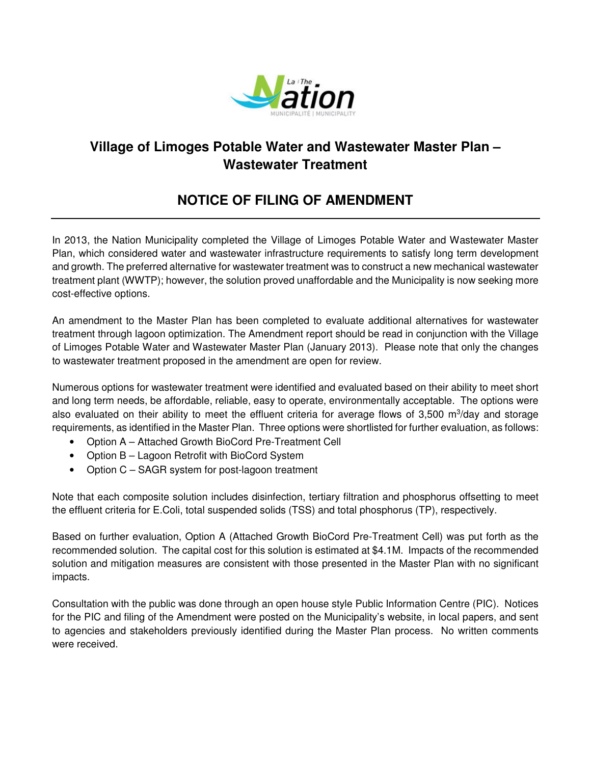# Village of Limoges Potable Water and Wastewater Master Plan – Wastewater Treatment

## NOTICE OF FILING OF AMENDMENT

In 2013, the Nation Municipality completed the Village of Limoges Potable Water and Wastewater Master Plan, which considered water and wastewater infrastructure requirements to satisfy long term development and growth. The preferred alternative for wastewater treatment was to construct a new mechanical wastewater treatment plant (WWTP); however, the solution proved unaffordable and the Municipality is now seeking more cost-effective options.

An amendment to the Master Plan has been completed to evaluate additional alternatives for wastewater treatment through lagoon optimization. The Amendment report should be read in conjunction with the Village of Limoges Potable Water and Wastewater Master Plan (January 2013). Please note that only the changes to wastewater treatment proposed in the amendment are open for review.

Numerous options for wastewater treatment were identified and evaluated based on their ability to meet short and long term needs, be affordable, reliable, easy to operate, environmentally acceptable. The options were also evaluated on their ability to meet the effluent criteria for average flows of 3,500 $m^3$/day and storage requirements, as identified in the Master Plan. Three options were shortlisted for further evaluation, as follows:

- Option A – Attached Growth BioCord Pre-Treatment Cell
- Option B – Lagoon Retrofit with BioCord System
- Option C – SAGR system for post-lagoon treatment

Note that each composite solution includes disinfection, tertiary filtration and phosphorus offsetting to meet the effluent criteria for E.Coli, total suspended solids (TSS) and total phosphorus (TP), respectively.

Based on further evaluation, Option A (Attached Growth BioCord Pre-Treatment Cell) was put forth as the recommended solution. The capital cost for this solution is estimated at $4.1M. Impacts of the recommended solution and mitigation measures are consistent with those presented in the Master Plan with no significant impacts.

Consultation with the public was done through an open house style Public Information Centre (PIC). Notices for the PIC and filing of the Amendment were posted on the Municipality's website, in local papers, and sent to agencies and stakeholders previously identified during the Master Plan process. No written comments were received.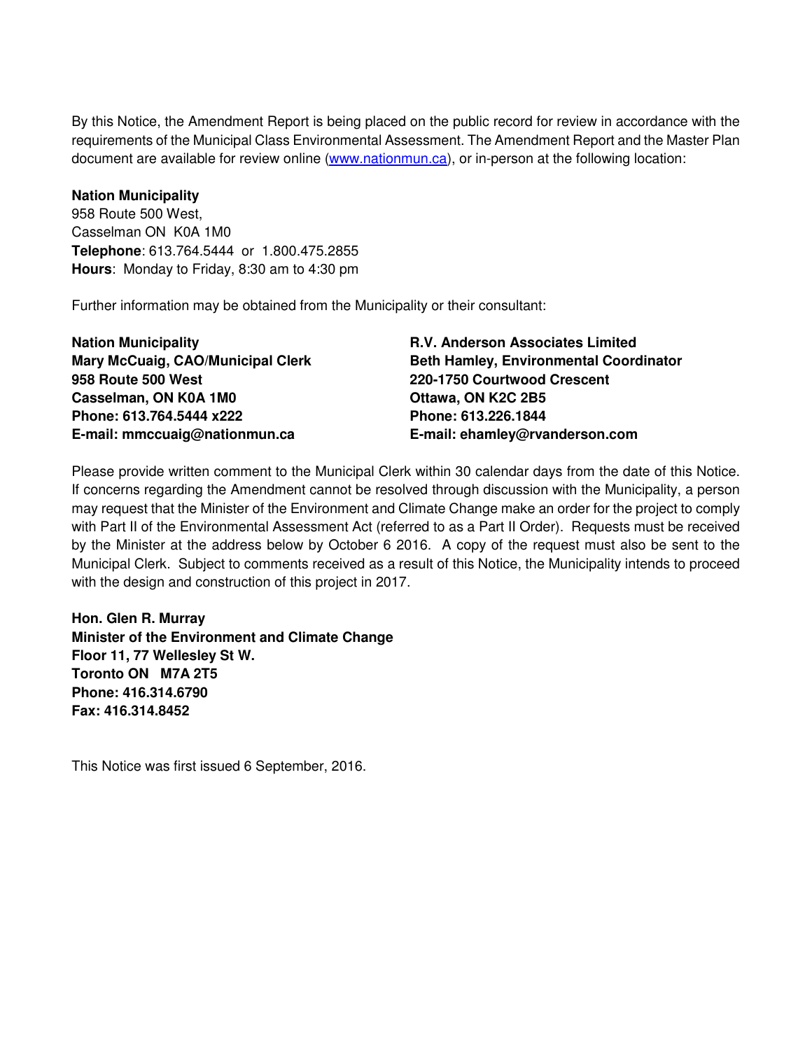By this Notice, the Amendment Report is being placed on the public record for review in accordance with the requirements of the Municipal Class Environmental Assessment. The Amendment Report and the Master Plan document are available for review online (www.nationmun.ca), or in-person at the following location:

**Nation Municipality**
958 Route 500 West,
Casselman ON K0A 1M0
**Telephone**: 613.764.5444 or 1.800.475.2855
**Hours**: Monday to Friday, 8:30 am to 4:30 pm

Further information may be obtained from the Municipality or their consultant:

**Nation Municipality**
**Mary McCuaig, CAO/Municipal Clerk**
**958 Route 500 West**
**Casselman, ON K0A 1M0**
**Phone: 613.764.5444 x222**
**E-mail: mmccuaig@nationmun.ca**

**R.V. Anderson Associates Limited**
**Beth Hamley, Environmental Coordinator**
**220-1750 Courtwood Crescent**
**Ottawa, ON K2C 2B5**
**Phone: 613.226.1844**
**E-mail: ehamley@rvanderson.com**

Please provide written comment to the Municipal Clerk within 30 calendar days from the date of this Notice. If concerns regarding the Amendment cannot be resolved through discussion with the Municipality, a person may request that the Minister of the Environment and Climate Change make an order for the project to comply with Part II of the Environmental Assessment Act (referred to as a Part II Order). Requests must be received by the Minister at the address below by October 6 2016. A copy of the request must also be sent to the Municipal Clerk. Subject to comments received as a result of this Notice, the Municipality intends to proceed with the design and construction of this project in 2017.

**Hon. Glen R. Murray**
**Minister of the Environment and Climate Change**
**Floor 11, 77 Wellesley St W.**
**Toronto ON M7A 2T5**
**Phone: 416.314.6790**
**Fax: 416.314.8452**

This Notice was first issued 6 September, 2016.